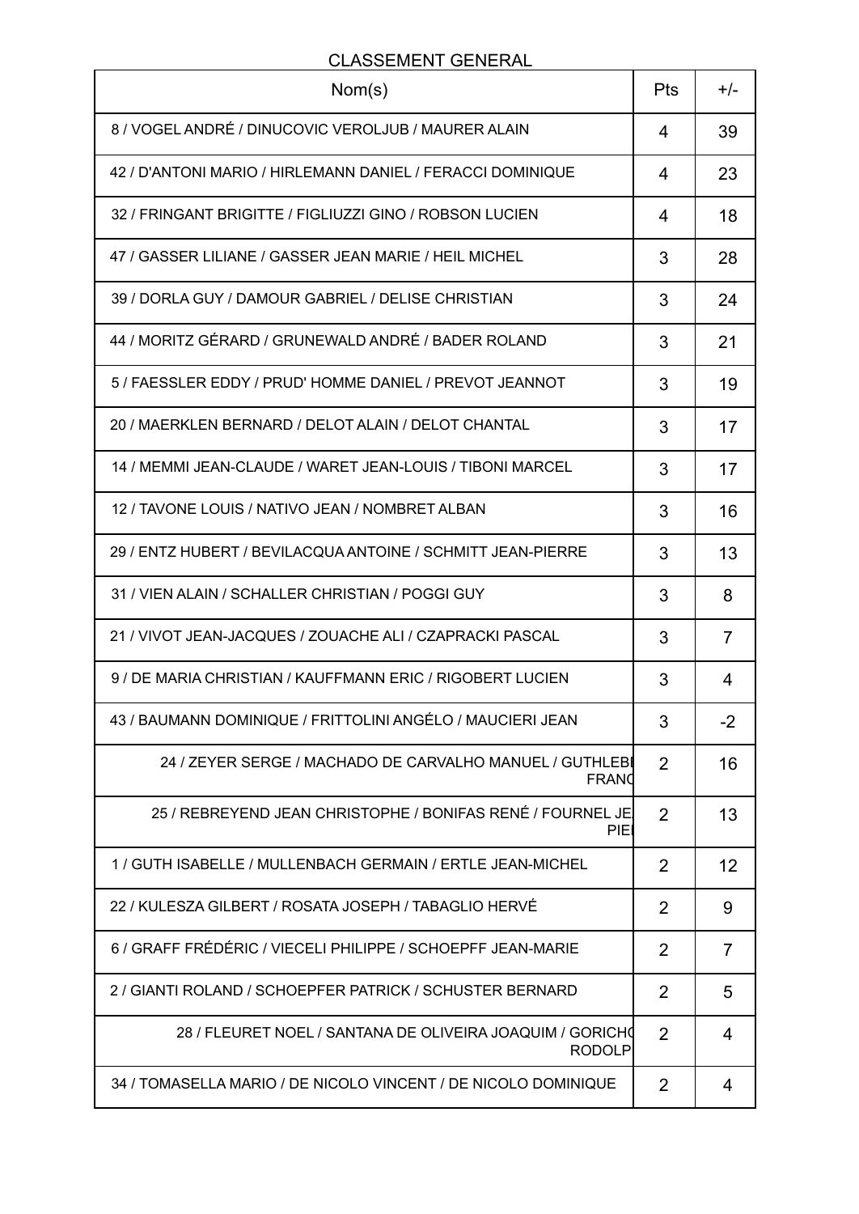CLASSEMENT GENERAL

| Nom(s) | Pts | +/- |
|---|---|---|
| 8 / VOGEL ANDRÉ / DINUCOVIC VEROLJUB / MAURER ALAIN | 4 | 39 |
| 42 / D'ANTONI MARIO / HIRLEMANN DANIEL / FERACCI DOMINIQUE | 4 | 23 |
| 32 / FRINGANT BRIGITTE / FIGLIUZZI GINO / ROBSON LUCIEN | 4 | 18 |
| 47 / GASSER LILIANE / GASSER JEAN MARIE / HEIL MICHEL | 3 | 28 |
| 39 / DORLA GUY / DAMOUR GABRIEL / DELISE CHRISTIAN | 3 | 24 |
| 44 / MORITZ GÉRARD / GRUNEWALD ANDRÉ / BADER ROLAND | 3 | 21 |
| 5 / FAESSLER EDDY / PRUD' HOMME DANIEL / PREVOT JEANNOT | 3 | 19 |
| 20 / MAERKLEN BERNARD / DELOT ALAIN / DELOT CHANTAL | 3 | 17 |
| 14 / MEMMI JEAN-CLAUDE / WARET JEAN-LOUIS / TIBONI MARCEL | 3 | 17 |
| 12 / TAVONE LOUIS / NATIVO JEAN / NOMBRET ALBAN | 3 | 16 |
| 29 / ENTZ HUBERT / BEVILACQUA ANTOINE / SCHMITT JEAN-PIERRE | 3 | 13 |
| 31 / VIEN ALAIN / SCHALLER CHRISTIAN / POGGI GUY | 3 | 8 |
| 21 / VIVOT JEAN-JACQUES / ZOUACHE ALI / CZAPRACKI PASCAL | 3 | 7 |
| 9 / DE MARIA CHRISTIAN / KAUFFMANN ERIC / RIGOBERT LUCIEN | 3 | 4 |
| 43 / BAUMANN DOMINIQUE / FRITTOLINI ANGÉLO / MAUCIERI JEAN | 3 | -2 |
| 24 / ZEYER SERGE / MACHADO DE CARVALHO MANUEL / GUTHLEB FRANC | 2 | 16 |
| 25 / REBREYEND JEAN CHRISTOPHE / BONIFAS RENÉ / FOURNEL JE PIE | 2 | 13 |
| 1 / GUTH ISABELLE / MULLENBACH GERMAIN / ERTLE JEAN-MICHEL | 2 | 12 |
| 22 / KULESZA GILBERT / ROSATA JOSEPH / TABAGLIO HERVÉ | 2 | 9 |
| 6 / GRAFF FRÉDÉRIC / VIECELI PHILIPPE / SCHOEPFF JEAN-MARIE | 2 | 7 |
| 2 / GIANTI ROLAND / SCHOEPFER PATRICK / SCHUSTER BERNARD | 2 | 5 |
| 28 / FLEURET NOEL / SANTANA DE OLIVEIRA JOAQUIM / GORICHO RODOLP | 2 | 4 |
| 34 / TOMASELLA MARIO / DE NICOLO VINCENT / DE NICOLO DOMINIQUE | 2 | 4 |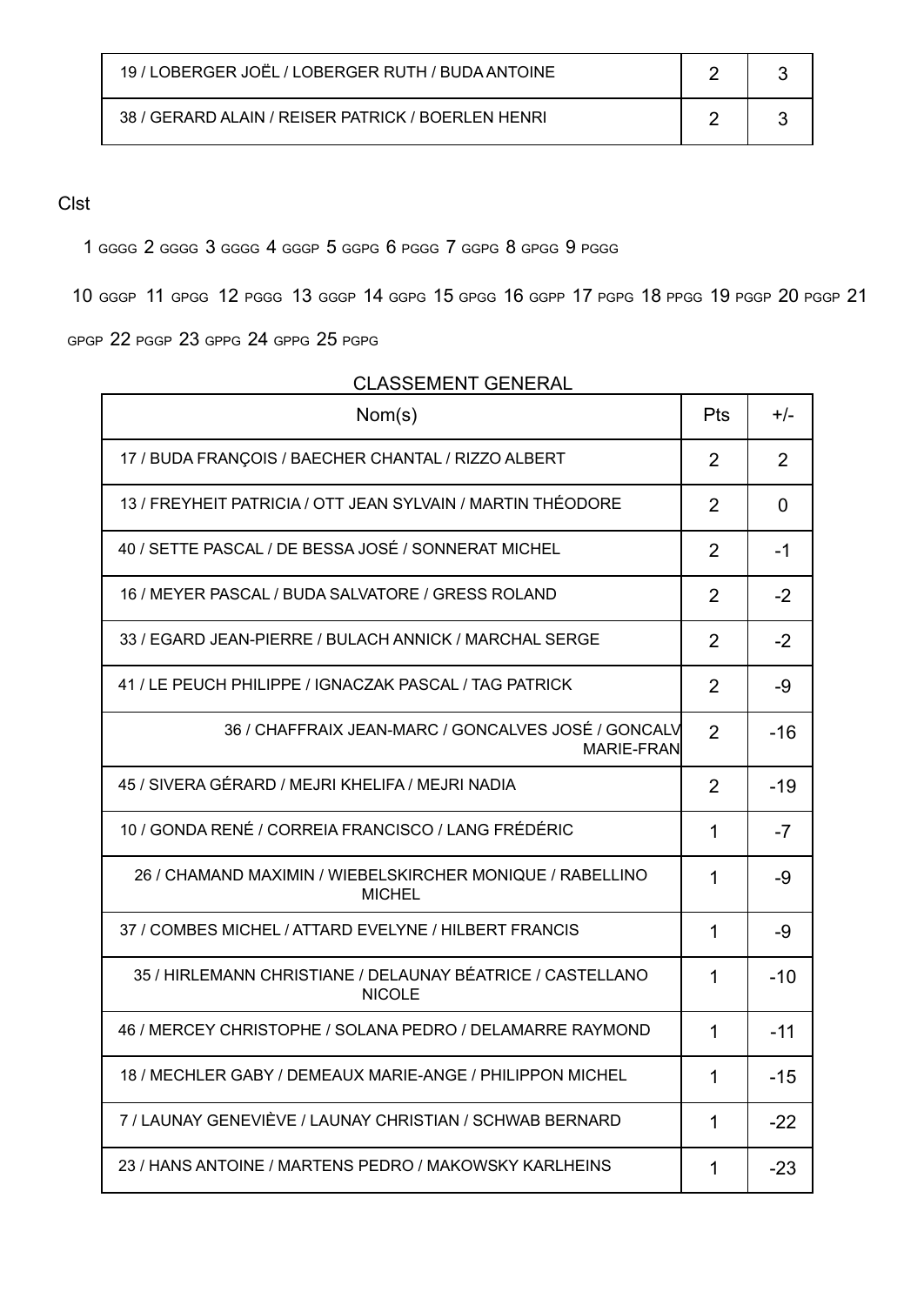| | | |
|---|---|---|
| 19 / LOBERGER JOËL / LOBERGER RUTH / BUDA ANTOINE | 2 | 3 |
| 38 / GERARD ALAIN / REISER PATRICK / BOERLEN HENRI | 2 | 3 |

Clst

1 GGGG 2 GGGG 3 GGGG 4 GGGP 5 GGPG 6 PGGG 7 GGPG 8 GPGG 9 PGGG

10 GGGP 11 GPGG 12 PGGG 13 GGGP 14 GGPG 15 GPGG 16 GGPP 17 PGPG 18 PPGG 19 PGGP 20 PGGP 21 GPGP 22 PGGP 23 GPPG 24 GPPG 25 PGPG

CLASSEMENT GENERAL

| Nom(s) | Pts | +/- |
|---|---|---|
| 17 / BUDA FRANÇOIS / BAECHER CHANTAL / RIZZO ALBERT | 2 | 2 |
| 13 / FREYHEIT PATRICIA / OTT JEAN SYLVAIN / MARTIN THÉODORE | 2 | 0 |
| 40 / SETTE PASCAL / DE BESSA JOSÉ / SONNERAT MICHEL | 2 | -1 |
| 16 / MEYER PASCAL / BUDA SALVATORE / GRESS ROLAND | 2 | -2 |
| 33 / EGARD JEAN-PIERRE / BULACH ANNICK / MARCHAL SERGE | 2 | -2 |
| 41 / LE PEUCH PHILIPPE / IGNACZAK PASCAL / TAG PATRICK | 2 | -9 |
| 36 / CHAFFRAIX JEAN-MARC / GONCALVES JOSÉ / GONCALV MARIE-FRAN | 2 | -16 |
| 45 / SIVERA GÉRARD / MEJRI KHELIFA / MEJRI NADIA | 2 | -19 |
| 10 / GONDA RENÉ / CORREIA FRANCISCO / LANG FRÉDÉRIC | 1 | -7 |
| 26 / CHAMAND MAXIMIN / WIEBELSKIRCHER MONIQUE / RABELLINO MICHEL | 1 | -9 |
| 37 / COMBES MICHEL / ATTARD EVELYNE / HILBERT FRANCIS | 1 | -9 |
| 35 / HIRLEMANN CHRISTIANE / DELAUNAY BÉATRICE / CASTELLANO NICOLE | 1 | -10 |
| 46 / MERCEY CHRISTOPHE / SOLANA PEDRO / DELAMARRE RAYMOND | 1 | -11 |
| 18 / MECHLER GABY / DEMEAUX MARIE-ANGE / PHILIPPON MICHEL | 1 | -15 |
| 7 / LAUNAY GENEVIÈVE / LAUNAY CHRISTIAN / SCHWAB BERNARD | 1 | -22 |
| 23 / HANS ANTOINE / MARTENS PEDRO / MAKOWSKY KARLHEINS | 1 | -23 |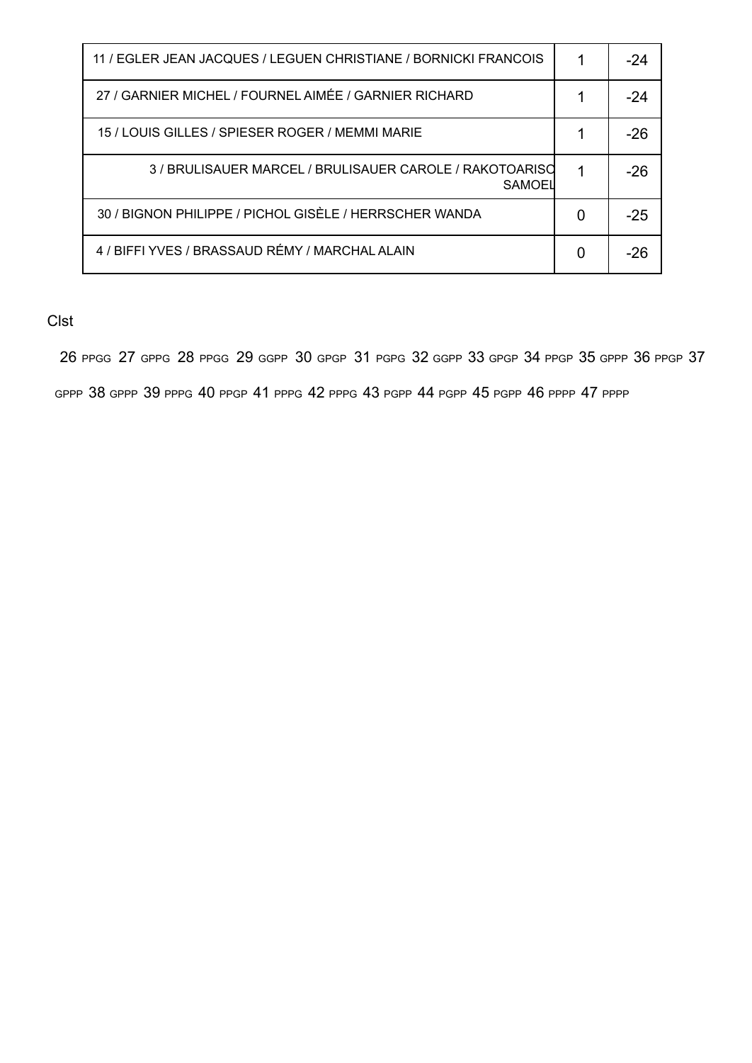| | | |
|---|---|---|
| 11 / EGLER JEAN JACQUES / LEGUEN CHRISTIANE / BORNICKI FRANCOIS | 1 | -24 |
| 27 / GARNIER MICHEL / FOURNEL AIMÉE / GARNIER RICHARD | 1 | -24 |
| 15 / LOUIS GILLES / SPIESER ROGER / MEMMI MARIE | 1 | -26 |
| 3 / BRULISAUER MARCEL / BRULISAUER CAROLE / RAKOTOARISO SAMOEL | 1 | -26 |
| 30 / BIGNON PHILIPPE / PICHOL GISÈLE / HERRSCHER WANDA | 0 | -25 |
| 4 / BIFFI YVES / BRASSAUD RÉMY / MARCHAL ALAIN | 0 | -26 |

Clst

26 PPGG 27 GPPG 28 PPGG 29 GGPP 30 GPGP 31 PGPG 32 GGPP 33 GPGP 34 PPGP 35 GPPP 36 PPGP 37 GPPP 38 GPPP 39 PPPG 40 PPGP 41 PPPG 42 PPPG 43 PGPP 44 PGPP 45 PGPP 46 PPPP 47 PPPP